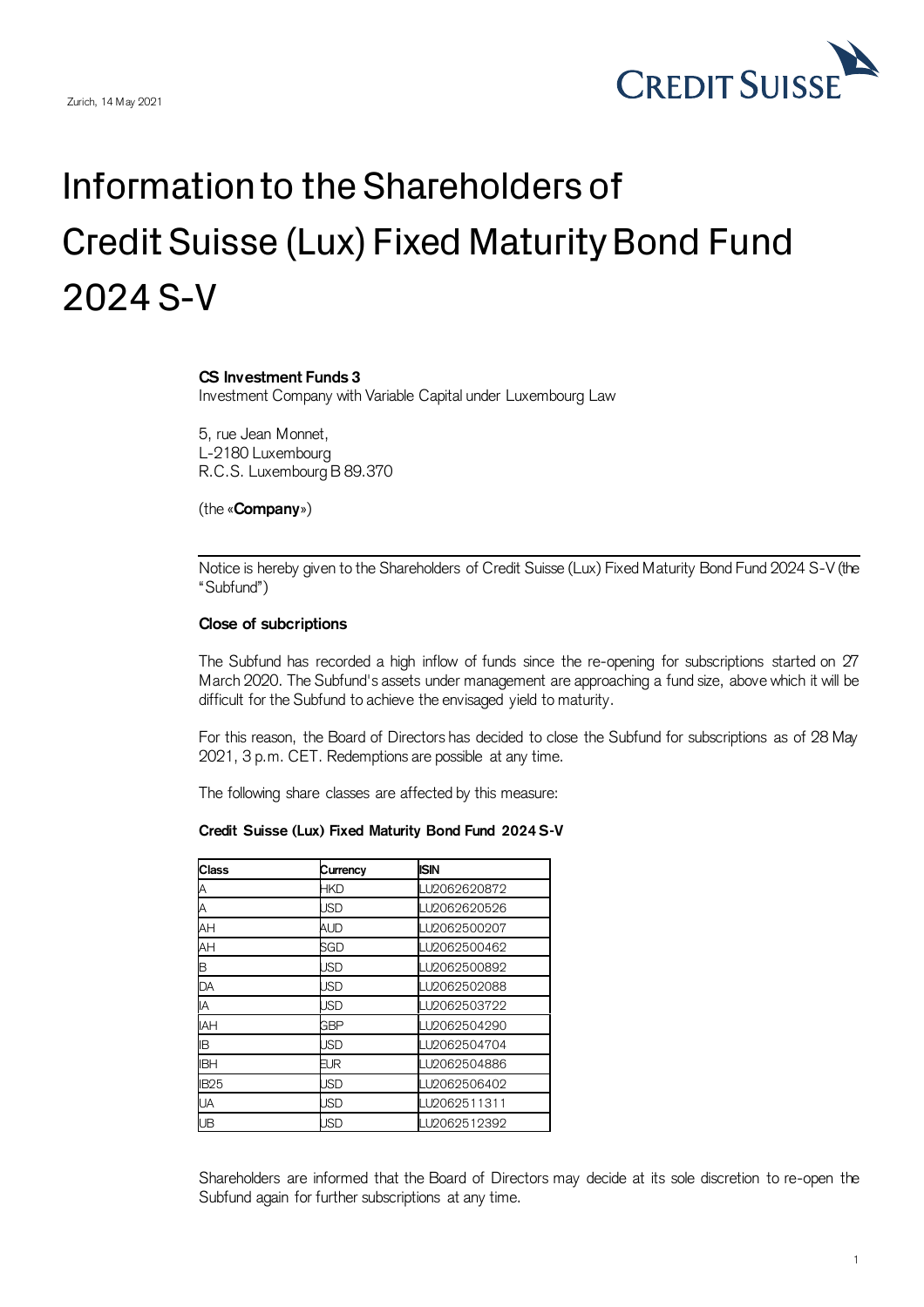Zurich, 14 May 2021

CREDIT SUISSE

# Information to the Shareholders of Credit Suisse (Lux) Fixed Maturity Bond Fund 2024 S-V

**CS Investment Funds 3**
Investment Company with Variable Capital under Luxembourg Law

5, rue Jean Monnet,
L-2180 Luxembourg
R.C.S. Luxembourg B 89.370

(the «**Company**»)

---

Notice is hereby given to the Shareholders of Credit Suisse (Lux) Fixed Maturity Bond Fund 2024 S-V (the "Subfund")

**Close of subcriptions**

The Subfund has recorded a high inflow of funds since the re-opening for subscriptions started on 27 March 2020. The Subfund's assets under management are approaching a fund size, above which it will be difficult for the Subfund to achieve the envisaged yield to maturity.

For this reason, the Board of Directors has decided to close the Subfund for subscriptions as of 28 May 2021, 3 p.m. CET. Redemptions are possible at any time.

The following share classes are affected by this measure:

**Credit Suisse (Lux) Fixed Maturity Bond Fund 2024 S-V**

| Class | Currency | ISIN |
|---|---|---|
| A | HKD | LU2062620872 |
| A | USD | LU2062620526 |
| AH | AUD | LU2062500207 |
| AH | SGD | LU2062500462 |
| B | USD | LU2062500892 |
| DA | USD | LU2062502088 |
| IA | USD | LU2062503722 |
| IAH | GBP | LU2062504290 |
| IB | USD | LU2062504704 |
| IBH | EUR | LU2062504886 |
| IB25 | USD | LU2062506402 |
| UA | USD | LU2062511311 |
| UB | USD | LU2062512392 |

Shareholders are informed that the Board of Directors may decide at its sole discretion to re-open the Subfund again for further subscriptions at any time.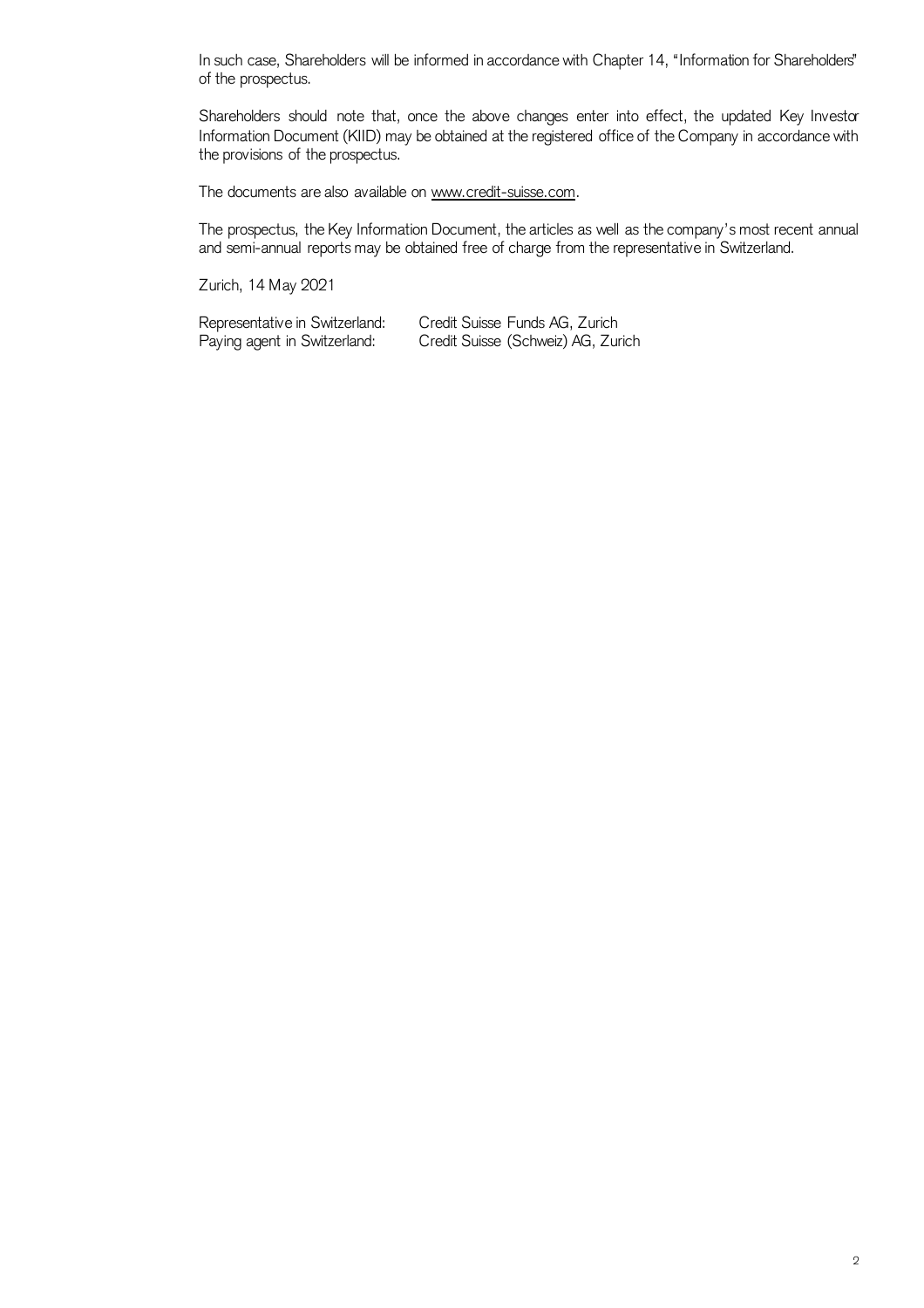In such case, Shareholders will be informed in accordance with Chapter 14, "Information for Shareholders" of the prospectus.

Shareholders should note that, once the above changes enter into effect, the updated Key Investor Information Document (KIID) may be obtained at the registered office of the Company in accordance with the provisions of the prospectus.

The documents are also available on www.credit-suisse.com.

The prospectus, the Key Information Document, the articles as well as the company's most recent annual and semi-annual reports may be obtained free of charge from the representative in Switzerland.

Zurich, 14 May 2021

| | |
|---|---|
| Representative in Switzerland: | Credit Suisse Funds AG, Zurich |
| Paying agent in Switzerland: | Credit Suisse (Schweiz) AG, Zurich |